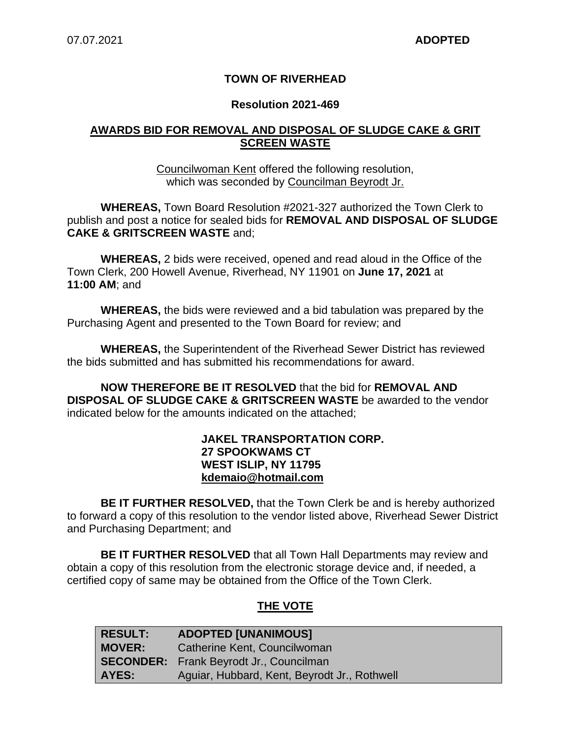07.07.2021 **ADOPTED**

# TOWN OF RIVERHEAD

## Resolution 2021-469

**AWARDS BID FOR REMOVAL AND DISPOSAL OF SLUDGE CAKE & GRIT SCREEN WASTE**

Councilwoman Kent offered the following resolution, which was seconded by Councilman Beyrodt Jr.

**WHEREAS,** Town Board Resolution #2021-327 authorized the Town Clerk to publish and post a notice for sealed bids for **REMOVAL AND DISPOSAL OF SLUDGE CAKE & GRITSCREEN WASTE** and;

**WHEREAS,** 2 bids were received, opened and read aloud in the Office of the Town Clerk, 200 Howell Avenue, Riverhead, NY 11901 on **June 17, 2021** at **11:00 AM**; and

**WHEREAS,** the bids were reviewed and a bid tabulation was prepared by the Purchasing Agent and presented to the Town Board for review; and

**WHEREAS,** the Superintendent of the Riverhead Sewer District has reviewed the bids submitted and has submitted his recommendations for award.

**NOW THEREFORE BE IT RESOLVED** that the bid for **REMOVAL AND DISPOSAL OF SLUDGE CAKE & GRITSCREEN WASTE** be awarded to the vendor indicated below for the amounts indicated on the attached;

**JAKEL TRANSPORTATION CORP.**
**27 SPOOKWAMS CT**
**WEST ISLIP, NY 11795**
**kdemaio@hotmail.com**

**BE IT FURTHER RESOLVED,** that the Town Clerk be and is hereby authorized to forward a copy of this resolution to the vendor listed above, Riverhead Sewer District and Purchasing Department; and

**BE IT FURTHER RESOLVED** that all Town Hall Departments may review and obtain a copy of this resolution from the electronic storage device and, if needed, a certified copy of same may be obtained from the Office of the Town Clerk.

## THE VOTE

| | |
|---|---|
| **RESULT:** | **ADOPTED [UNANIMOUS]** |
| **MOVER:** | Catherine Kent, Councilwoman |
| **SECONDER:** | Frank Beyrodt Jr., Councilman |
| **AYES:** | Aguiar, Hubbard, Kent, Beyrodt Jr., Rothwell |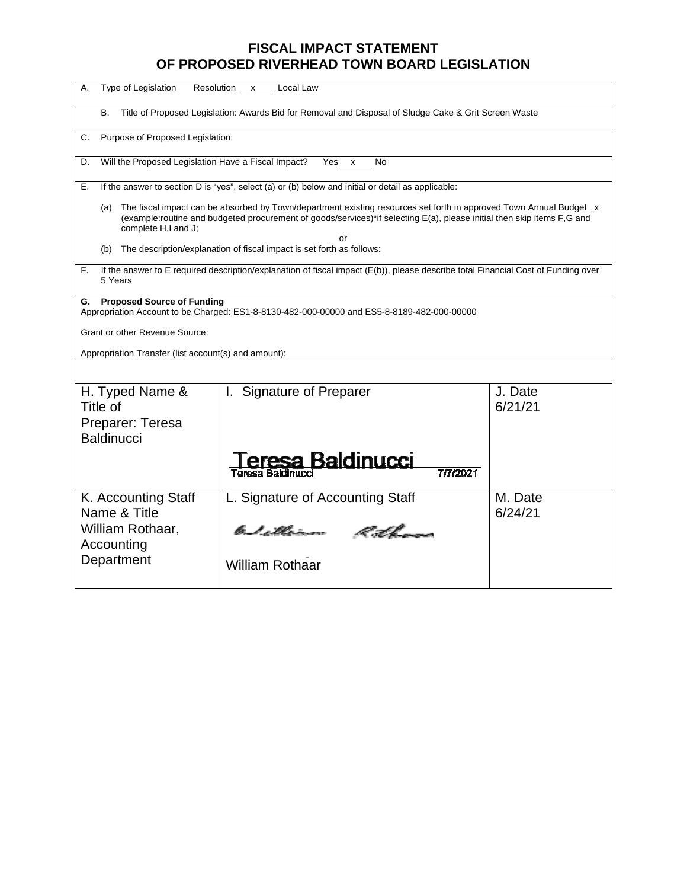# FISCAL IMPACT STATEMENT OF PROPOSED RIVERHEAD TOWN BOARD LEGISLATION

A. Type of Legislation Resolution \_\_x\_\_ Local Law

B. Title of Proposed Legislation: Awards Bid for Removal and Disposal of Sludge Cake & Grit Screen Waste

C. Purpose of Proposed Legislation:

D. Will the Proposed Legislation Have a Fiscal Impact? Yes \_\_x\_\_ No

E. If the answer to section D is "yes", select (a) or (b) below and initial or detail as applicable:

(a) The fiscal impact can be absorbed by Town/department existing resources set forth in approved Town Annual Budget \_x (example:routine and budgeted procurement of goods/services)*if selecting E(a), please initial then skip items F,G and complete H,I and J;

or

(b) The description/explanation of fiscal impact is set forth as follows:

F. If the answer to E required description/explanation of fiscal impact (E(b)), please describe total Financial Cost of Funding over 5 Years

**G. Proposed Source of Funding**

Appropriation Account to be Charged: ES1-8-8130-482-000-00000 and ES5-8-8189-482-000-00000

Grant or other Revenue Source:

Appropriation Transfer (list account(s) and amount):

| | | |
|---|---|---|
| H. Typed Name & Title of Preparer: Teresa Baldinucci | I. Signature of Preparer<br>Teresa Baldinucci<br>Teresa Baldinucci 7/7/2021 | J. Date 6/21/21 |
| K. Accounting Staff Name & Title William Rothaar, Accounting Department | L. Signature of Accounting Staff<br>William Rothaar | M. Date 6/24/21 |